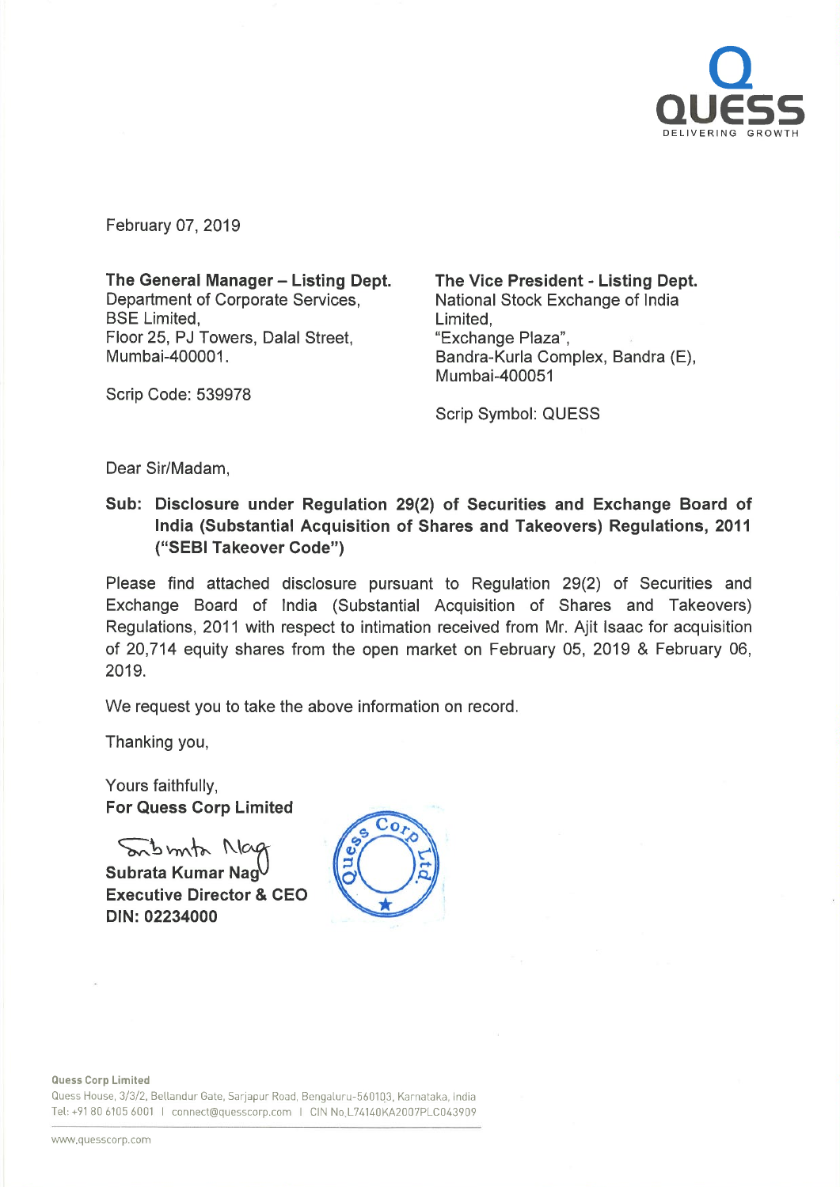February 07, 2019

**The General Manager – Listing Dept.**
Department of Corporate Services,
BSE Limited,
Floor 25, PJ Towers, Dalal Street,
Mumbai-400001.

Scrip Code: 539978

**The Vice President - Listing Dept.**
National Stock Exchange of India Limited,
"Exchange Plaza",
Bandra-Kurla Complex, Bandra (E),
Mumbai-400051

Scrip Symbol: QUESS

Dear Sir/Madam,

**Sub: Disclosure under Regulation 29(2) of Securities and Exchange Board of India (Substantial Acquisition of Shares and Takeovers) Regulations, 2011 ("SEBI Takeover Code")**

Please find attached disclosure pursuant to Regulation 29(2) of Securities and Exchange Board of India (Substantial Acquisition of Shares and Takeovers) Regulations, 2011 with respect to intimation received from Mr. Ajit Isaac for acquisition of 20,714 equity shares from the open market on February 05, 2019 & February 06, 2019.

We request you to take the above information on record.

Thanking you,

Yours faithfully,
**For Quess Corp Limited**

**Subrata Kumar Nag**
**Executive Director & CEO**
**DIN: 02234000**

**Quess Corp Limited**
Quess House, 3/3/2, Bellandur Gate, Sarjapur Road, Bengaluru-560103, Karnataka, India
Tel: +91 80 6105 6001 | connect@quesscorp.com | CIN No.L74140KA2007PLC043909

www.quesscorp.com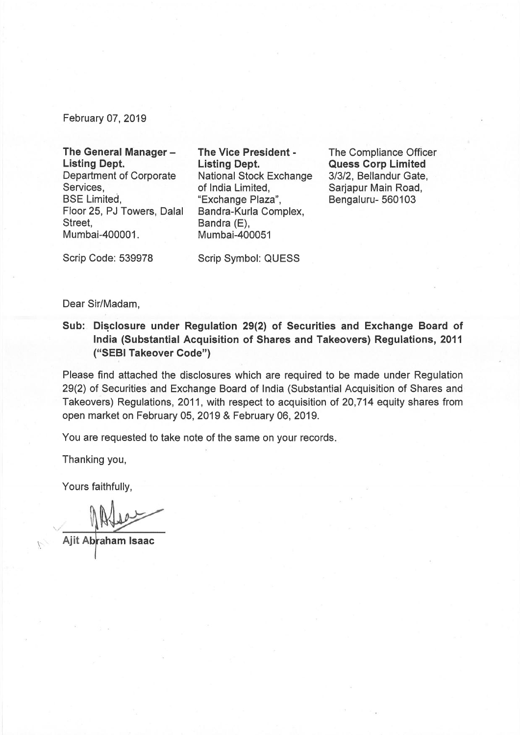February 07, 2019

**The General Manager – Listing Dept.**
Department of Corporate Services,
BSE Limited,
Floor 25, PJ Towers, Dalal Street,
Mumbai-400001.

Scrip Code: 539978

**The Vice President - Listing Dept.**
National Stock Exchange of India Limited,
"Exchange Plaza",
Bandra-Kurla Complex,
Bandra (E),
Mumbai-400051

Scrip Symbol: QUESS

The Compliance Officer
**Quess Corp Limited**
3/3/2, Bellandur Gate,
Sarjapur Main Road,
Bengaluru- 560103

Dear Sir/Madam,

**Sub: Disclosure under Regulation 29(2) of Securities and Exchange Board of India (Substantial Acquisition of Shares and Takeovers) Regulations, 2011 ("SEBI Takeover Code")**

Please find attached the disclosures which are required to be made under Regulation 29(2) of Securities and Exchange Board of India (Substantial Acquisition of Shares and Takeovers) Regulations, 2011, with respect to acquisition of 20,714 equity shares from open market on February 05, 2019 & February 06, 2019.

You are requested to take note of the same on your records.

Thanking you,

Yours faithfully,

**Ajit Abraham Isaac**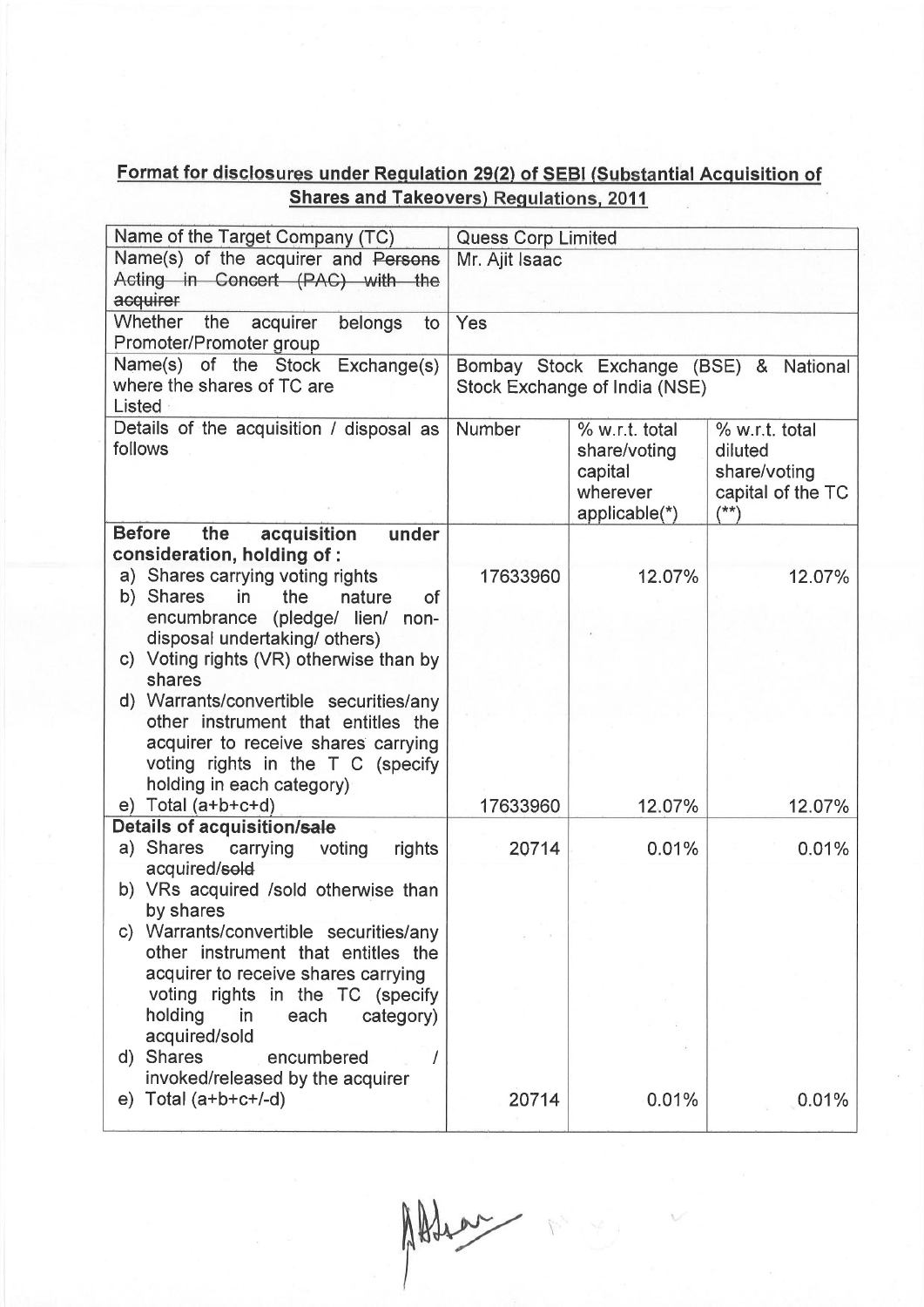## Format for disclosures under Regulation 29(2) of SEBI (Substantial Acquisition of Shares and Takeovers) Regulations, 2011

| Name of the Target Company (TC) | Quess Corp Limited | | |
|---|---|---|---|
| Name(s) of the acquirer and ~~Persons Acting in Concert (PAC) with the acquirer~~ | Mr. Ajit Isaac | | |
| Whether the acquirer belongs to Promoter/Promoter group | Yes | | |
| Name(s) of the Stock Exchange(s) where the shares of TC are Listed | Bombay Stock Exchange (BSE) & National Stock Exchange of India (NSE) | | |
| Details of the acquisition / disposal as follows | Number | % w.r.t. total share/voting capital wherever applicable(*) | % w.r.t. total diluted share/voting capital of the TC (**) |
| **Before the acquisition under consideration, holding of :** | | | |
| a) Shares carrying voting rights | 17633960 | 12.07% | 12.07% |
| b) Shares in the nature of encumbrance (pledge/ lien/ non-disposal undertaking/ others) | | | |
| c) Voting rights (VR) otherwise than by shares | | | |
| d) Warrants/convertible securities/any other instrument that entitles the acquirer to receive shares carrying voting rights in the T C (specify holding in each category) | | | |
| e) Total (a+b+c+d) | 17633960 | 12.07% | 12.07% |
| **Details of acquisition/~~sale~~** | | | |
| a) Shares carrying voting rights acquired/~~sold~~ | 20714 | 0.01% | 0.01% |
| b) VRs acquired /sold otherwise than by shares | | | |
| c) Warrants/convertible securities/any other instrument that entitles the acquirer to receive shares carrying voting rights in the TC (specify holding in each category) acquired/sold | | | |
| d) Shares encumbered / invoked/released by the acquirer | | | |
| e) Total (a+b+c+/-d) | 20714 | 0.01% | 0.01% |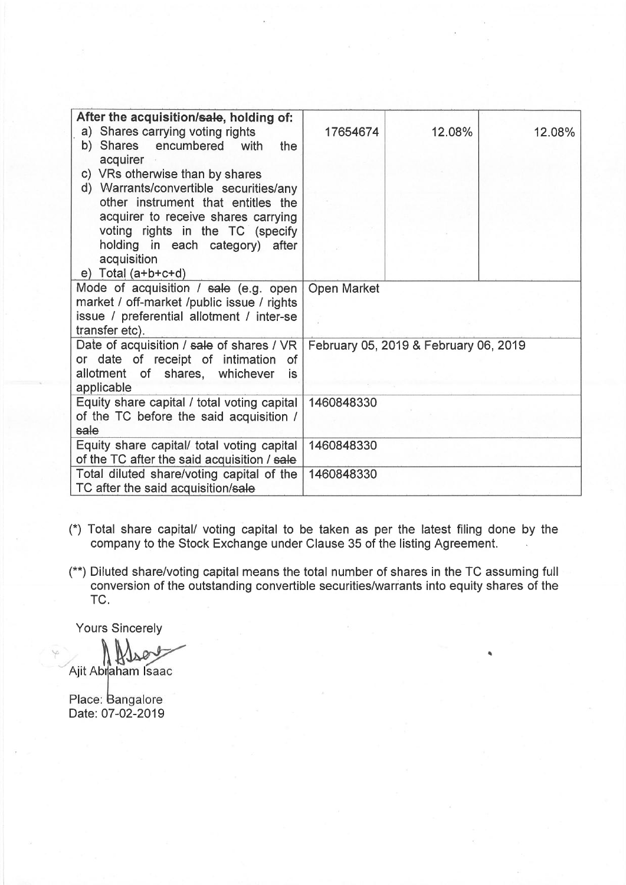| | | | |
|---|---|---|---|
| **After the acquisition/~~sale~~, holding of:**<br>a) Shares carrying voting rights<br>b) Shares encumbered with the acquirer<br>c) VRs otherwise than by shares<br>d) Warrants/convertible securities/any other instrument that entitles the acquirer to receive shares carrying voting rights in the TC (specify holding in each category) after acquisition<br>e) Total (a+b+c+d) | 17654674 | 12.08% | 12.08% |
| Mode of acquisition / ~~sale~~ (e.g. open market / off-market /public issue / rights issue / preferential allotment / inter-se transfer etc). | Open Market | | |
| Date of acquisition / ~~sale~~ of shares / VR or date of receipt of intimation of allotment of shares, whichever is applicable | February 05, 2019 & February 06, 2019 | | |
| Equity share capital / total voting capital of the TC before the said acquisition / ~~sale~~ | 1460848330 | | |
| Equity share capital/ total voting capital of the TC after the said acquisition / ~~sale~~ | 1460848330 | | |
| Total diluted share/voting capital of the TC after the said acquisition/~~sale~~ | 1460848330 | | |

(*) Total share capital/ voting capital to be taken as per the latest filing done by the company to the Stock Exchange under Clause 35 of the listing Agreement.

(**) Diluted share/voting capital means the total number of shares in the TC assuming full conversion of the outstanding convertible securities/warrants into equity shares of the TC.

Yours Sincerely

Ajit Abraham Isaac

Place: Bangalore
Date: 07-02-2019